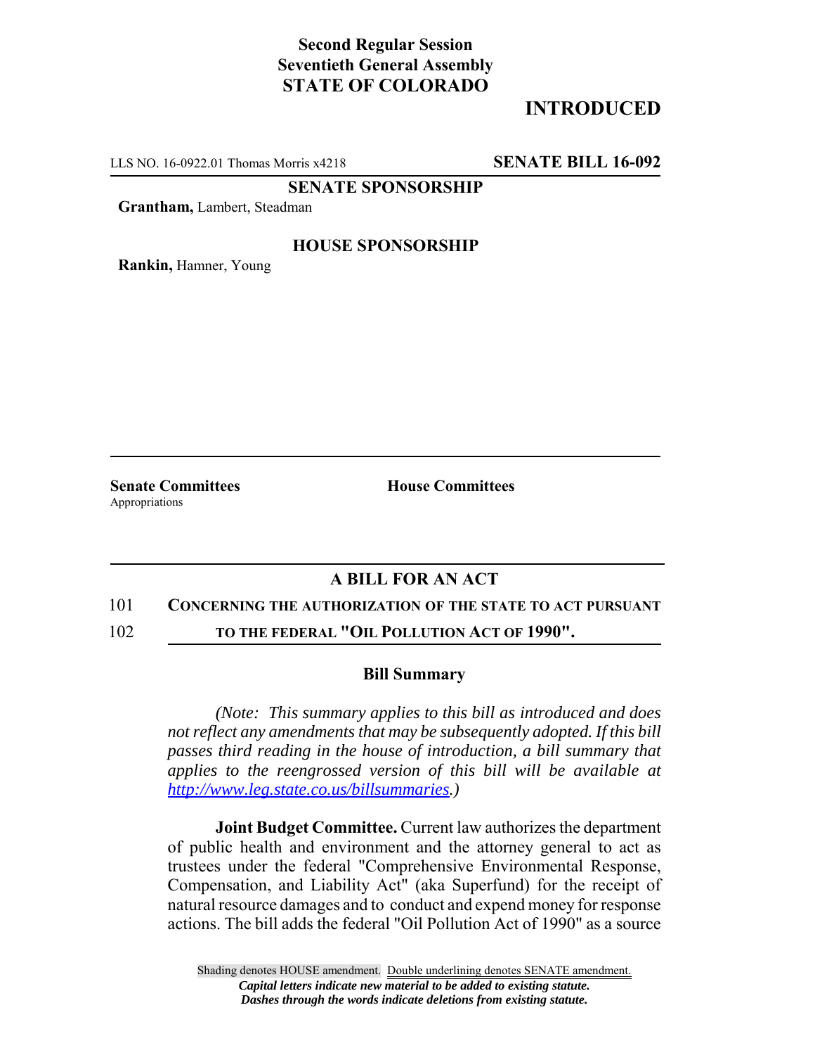**Second Regular Session**
**Seventieth General Assembly**
**STATE OF COLORADO**

**INTRODUCED**

LLS NO. 16-0922.01 Thomas Morris x4218 **SENATE BILL 16-092**

**SENATE SPONSORSHIP**

**Grantham,** Lambert, Steadman

**HOUSE SPONSORSHIP**

**Rankin,** Hamner, Young

**Senate Committees**
Appropriations

**House Committees**

## A BILL FOR AN ACT

101 **CONCERNING THE AUTHORIZATION OF THE STATE TO ACT PURSUANT**
102 **TO THE FEDERAL "OIL POLLUTION ACT OF 1990".**

### Bill Summary

*(Note: This summary applies to this bill as introduced and does not reflect any amendments that may be subsequently adopted. If this bill passes third reading in the house of introduction, a bill summary that applies to the reengrossed version of this bill will be available at http://www.leg.state.co.us/billsummaries.)*

**Joint Budget Committee.** Current law authorizes the department of public health and environment and the attorney general to act as trustees under the federal "Comprehensive Environmental Response, Compensation, and Liability Act" (aka Superfund) for the receipt of natural resource damages and to conduct and expend money for response actions. The bill adds the federal "Oil Pollution Act of 1990" as a source

Shading denotes HOUSE amendment. Double underlining denotes SENATE amendment.
*Capital letters indicate new material to be added to existing statute.*
*Dashes through the words indicate deletions from existing statute.*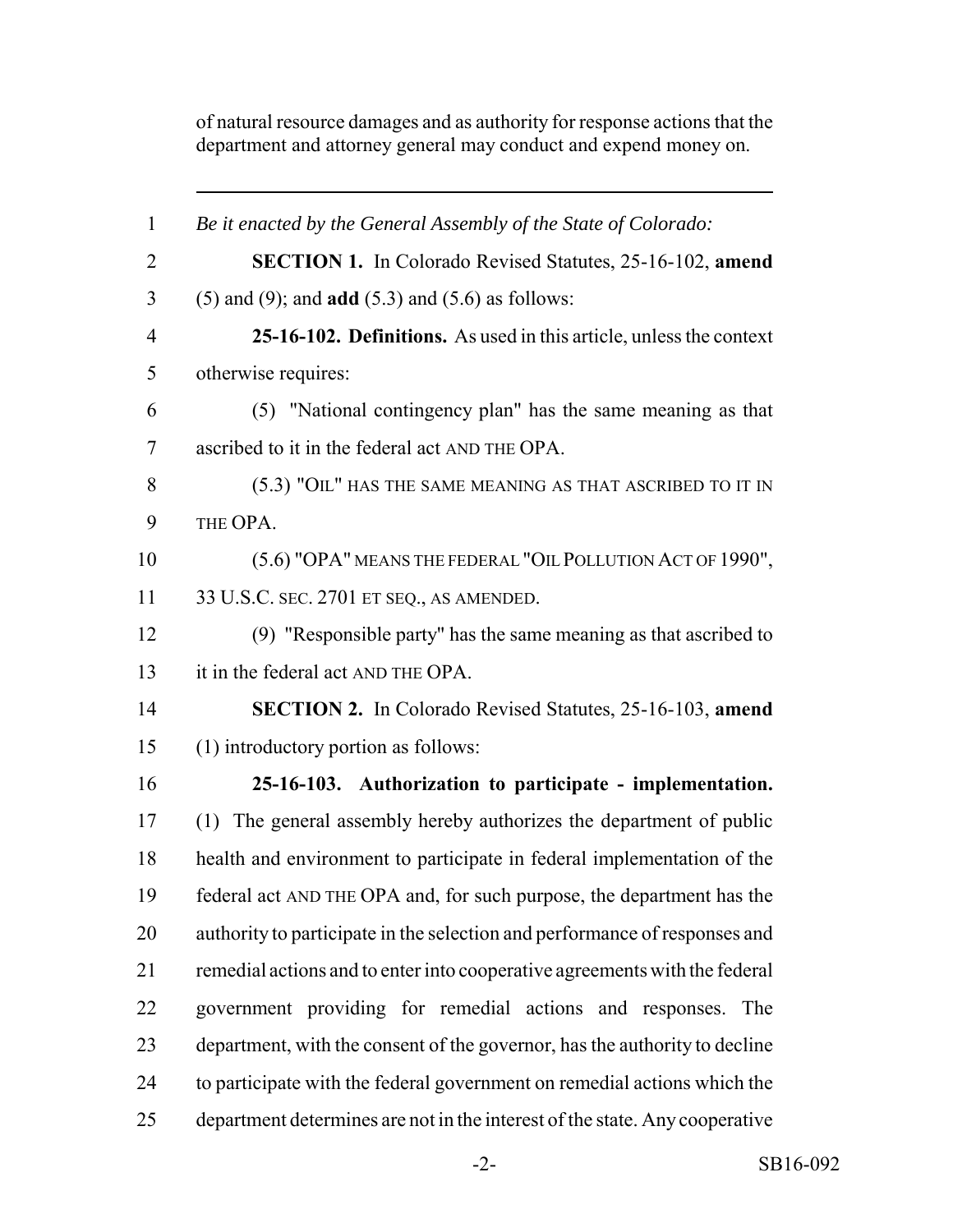of natural resource damages and as authority for response actions that the department and attorney general may conduct and expend money on.

---

1 *Be it enacted by the General Assembly of the State of Colorado:*

2 **SECTION 1.** In Colorado Revised Statutes, 25-16-102, **amend**
3 (5) and (9); and **add** (5.3) and (5.6) as follows:

4 **25-16-102. Definitions.** As used in this article, unless the context
5 otherwise requires:

6 (5) "National contingency plan" has the same meaning as that
7 ascribed to it in the federal act AND THE OPA.

8 (5.3) "OIL" HAS THE SAME MEANING AS THAT ASCRIBED TO IT IN
9 THE OPA.

10 (5.6) "OPA" MEANS THE FEDERAL "OIL POLLUTION ACT OF 1990",
11 33 U.S.C. SEC. 2701 ET SEQ., AS AMENDED.

12 (9) "Responsible party" has the same meaning as that ascribed to
13 it in the federal act AND THE OPA.

14 **SECTION 2.** In Colorado Revised Statutes, 25-16-103, **amend**
15 (1) introductory portion as follows:

16 **25-16-103. Authorization to participate - implementation.**
17 (1) The general assembly hereby authorizes the department of public
18 health and environment to participate in federal implementation of the
19 federal act AND THE OPA and, for such purpose, the department has the
20 authority to participate in the selection and performance of responses and
21 remedial actions and to enter into cooperative agreements with the federal
22 government providing for remedial actions and responses. The
23 department, with the consent of the governor, has the authority to decline
24 to participate with the federal government on remedial actions which the
25 department determines are not in the interest of the state. Any cooperative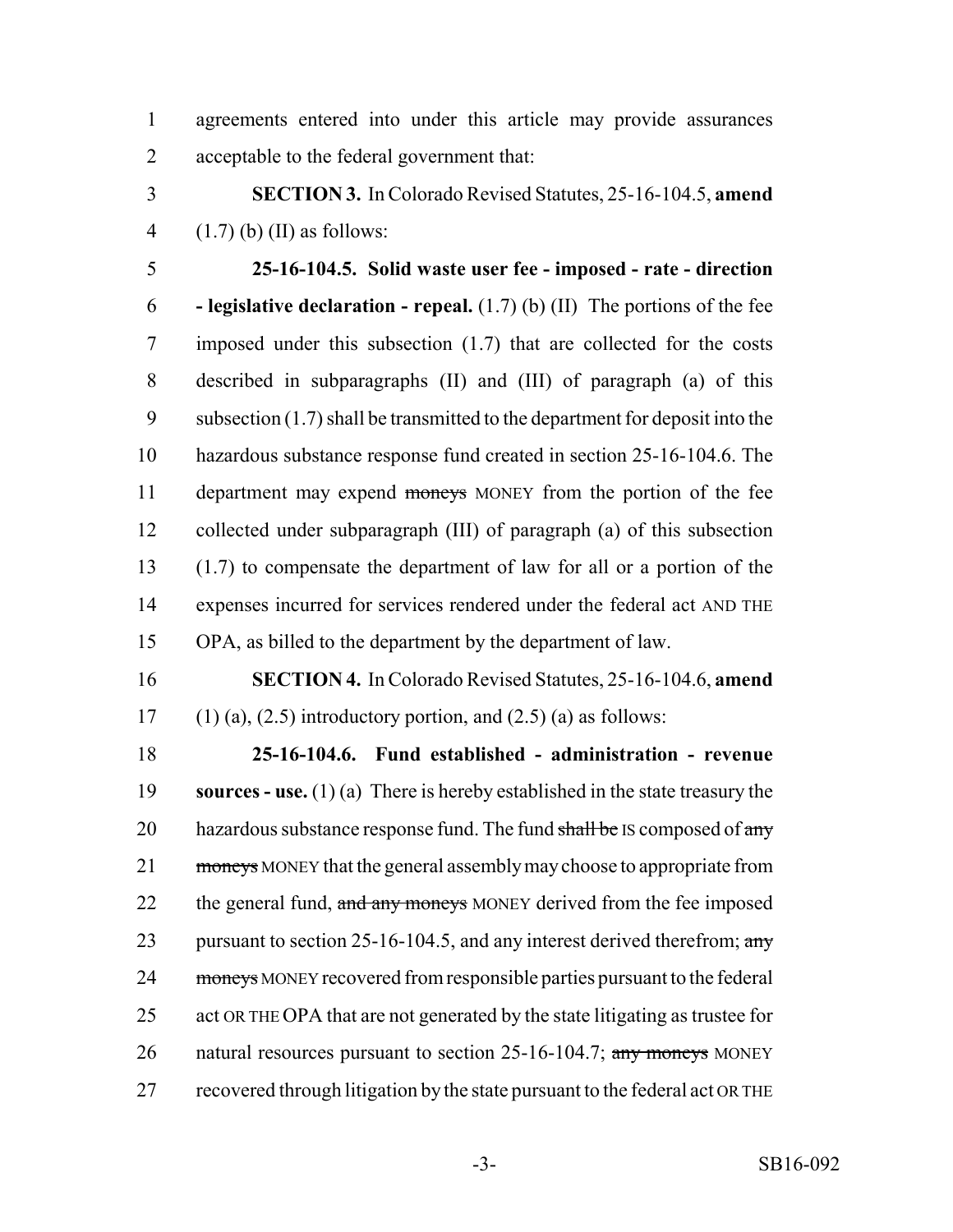agreements entered into under this article may provide assurances acceptable to the federal government that:

**SECTION 3.** In Colorado Revised Statutes, 25-16-104.5, **amend** (1.7) (b) (II) as follows:

**25-16-104.5. Solid waste user fee - imposed - rate - direction - legislative declaration - repeal.** (1.7) (b) (II) The portions of the fee imposed under this subsection (1.7) that are collected for the costs described in subparagraphs (II) and (III) of paragraph (a) of this subsection (1.7) shall be transmitted to the department for deposit into the hazardous substance response fund created in section 25-16-104.6. The department may expend ~~moneys~~ MONEY from the portion of the fee collected under subparagraph (III) of paragraph (a) of this subsection (1.7) to compensate the department of law for all or a portion of the expenses incurred for services rendered under the federal act AND THE OPA, as billed to the department by the department of law.

**SECTION 4.** In Colorado Revised Statutes, 25-16-104.6, **amend** (1) (a), (2.5) introductory portion, and (2.5) (a) as follows:

**25-16-104.6. Fund established - administration - revenue sources - use.** (1) (a) There is hereby established in the state treasury the hazardous substance response fund. The fund ~~shall be~~ IS composed of ~~any moneys~~ MONEY that the general assembly may choose to appropriate from the general fund, ~~and any moneys~~ MONEY derived from the fee imposed pursuant to section 25-16-104.5, and any interest derived therefrom; ~~any moneys~~ MONEY recovered from responsible parties pursuant to the federal act OR THE OPA that are not generated by the state litigating as trustee for natural resources pursuant to section 25-16-104.7; ~~any moneys~~ MONEY recovered through litigation by the state pursuant to the federal act OR THE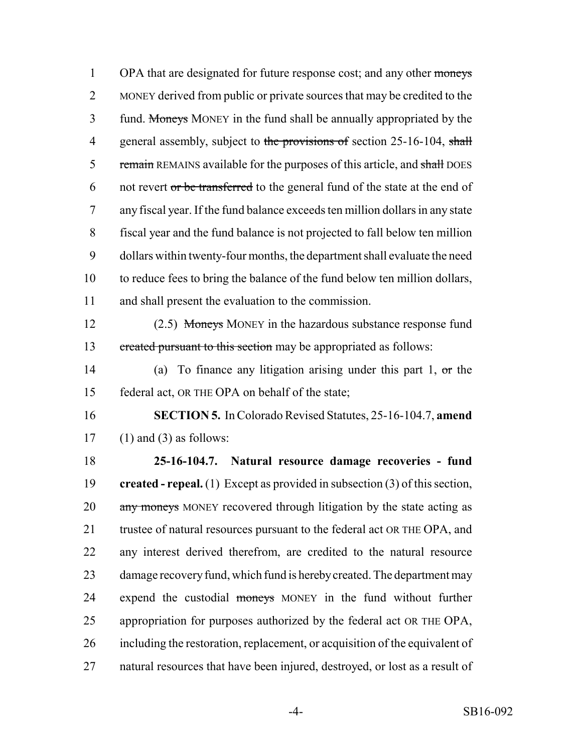OPA that are designated for future response cost; and any other ~~moneys~~ MONEY derived from public or private sources that may be credited to the fund. ~~Moneys~~ MONEY in the fund shall be annually appropriated by the general assembly, subject to ~~the provisions of~~ section 25-16-104, ~~shall remain~~ REMAINS available for the purposes of this article, and ~~shall~~ DOES not revert ~~or be transferred~~ to the general fund of the state at the end of any fiscal year. If the fund balance exceeds ten million dollars in any state fiscal year and the fund balance is not projected to fall below ten million dollars within twenty-four months, the department shall evaluate the need to reduce fees to bring the balance of the fund below ten million dollars, and shall present the evaluation to the commission.

(2.5) ~~Moneys~~ MONEY in the hazardous substance response fund ~~created pursuant to this section~~ may be appropriated as follows:

(a) To finance any litigation arising under this part 1, ~~or~~ the federal act, OR THE OPA on behalf of the state;

**SECTION 5.** In Colorado Revised Statutes, 25-16-104.7, **amend** (1) and (3) as follows:

**25-16-104.7. Natural resource damage recoveries - fund created - repeal.** (1) Except as provided in subsection (3) of this section, ~~any moneys~~ MONEY recovered through litigation by the state acting as trustee of natural resources pursuant to the federal act OR THE OPA, and any interest derived therefrom, are credited to the natural resource damage recovery fund, which fund is hereby created. The department may expend the custodial ~~moneys~~ MONEY in the fund without further appropriation for purposes authorized by the federal act OR THE OPA, including the restoration, replacement, or acquisition of the equivalent of natural resources that have been injured, destroyed, or lost as a result of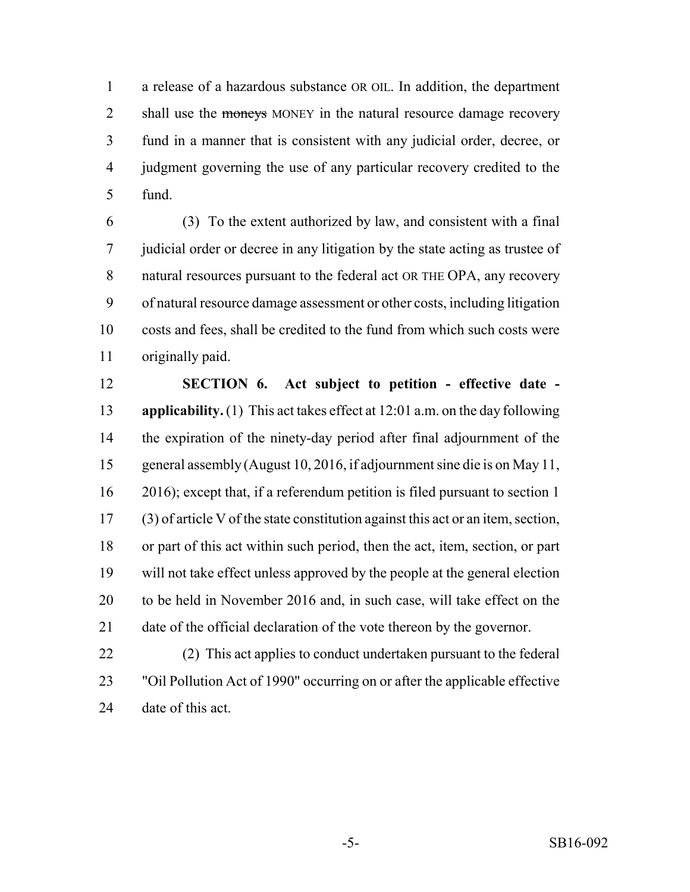a release of a hazardous substance OR OIL. In addition, the department shall use the ~~moneys~~ MONEY in the natural resource damage recovery fund in a manner that is consistent with any judicial order, decree, or judgment governing the use of any particular recovery credited to the fund.

(3) To the extent authorized by law, and consistent with a final judicial order or decree in any litigation by the state acting as trustee of natural resources pursuant to the federal act OR THE OPA, any recovery of natural resource damage assessment or other costs, including litigation costs and fees, shall be credited to the fund from which such costs were originally paid.

**SECTION 6. Act subject to petition - effective date - applicability.** (1) This act takes effect at 12:01 a.m. on the day following the expiration of the ninety-day period after final adjournment of the general assembly (August 10, 2016, if adjournment sine die is on May 11, 2016); except that, if a referendum petition is filed pursuant to section 1 (3) of article V of the state constitution against this act or an item, section, or part of this act within such period, then the act, item, section, or part will not take effect unless approved by the people at the general election to be held in November 2016 and, in such case, will take effect on the date of the official declaration of the vote thereon by the governor.

(2) This act applies to conduct undertaken pursuant to the federal "Oil Pollution Act of 1990" occurring on or after the applicable effective date of this act.